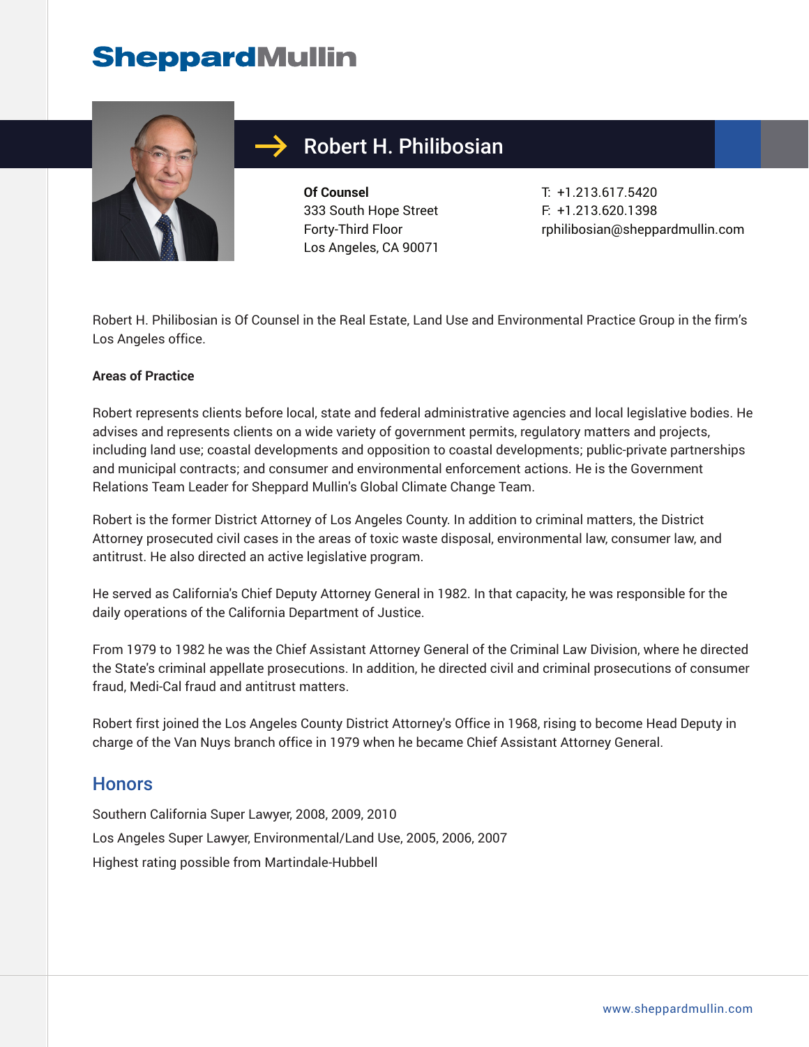# SheppardMullin

## Robert H. Philibosian

**Of Counsel**
333 South Hope Street
Forty-Third Floor
Los Angeles, CA 90071

T: +1.213.617.5420
F: +1.213.620.1398
rphilibosian@sheppardmullin.com

Robert H. Philibosian is Of Counsel in the Real Estate, Land Use and Environmental Practice Group in the firm's Los Angeles office.

**Areas of Practice**

Robert represents clients before local, state and federal administrative agencies and local legislative bodies. He advises and represents clients on a wide variety of government permits, regulatory matters and projects, including land use; coastal developments and opposition to coastal developments; public-private partnerships and municipal contracts; and consumer and environmental enforcement actions. He is the Government Relations Team Leader for Sheppard Mullin's Global Climate Change Team.

Robert is the former District Attorney of Los Angeles County. In addition to criminal matters, the District Attorney prosecuted civil cases in the areas of toxic waste disposal, environmental law, consumer law, and antitrust. He also directed an active legislative program.

He served as California's Chief Deputy Attorney General in 1982. In that capacity, he was responsible for the daily operations of the California Department of Justice.

From 1979 to 1982 he was the Chief Assistant Attorney General of the Criminal Law Division, where he directed the State's criminal appellate prosecutions. In addition, he directed civil and criminal prosecutions of consumer fraud, Medi-Cal fraud and antitrust matters.

Robert first joined the Los Angeles County District Attorney's Office in 1968, rising to become Head Deputy in charge of the Van Nuys branch office in 1979 when he became Chief Assistant Attorney General.

## Honors

Southern California Super Lawyer, 2008, 2009, 2010

Los Angeles Super Lawyer, Environmental/Land Use, 2005, 2006, 2007

Highest rating possible from Martindale-Hubbell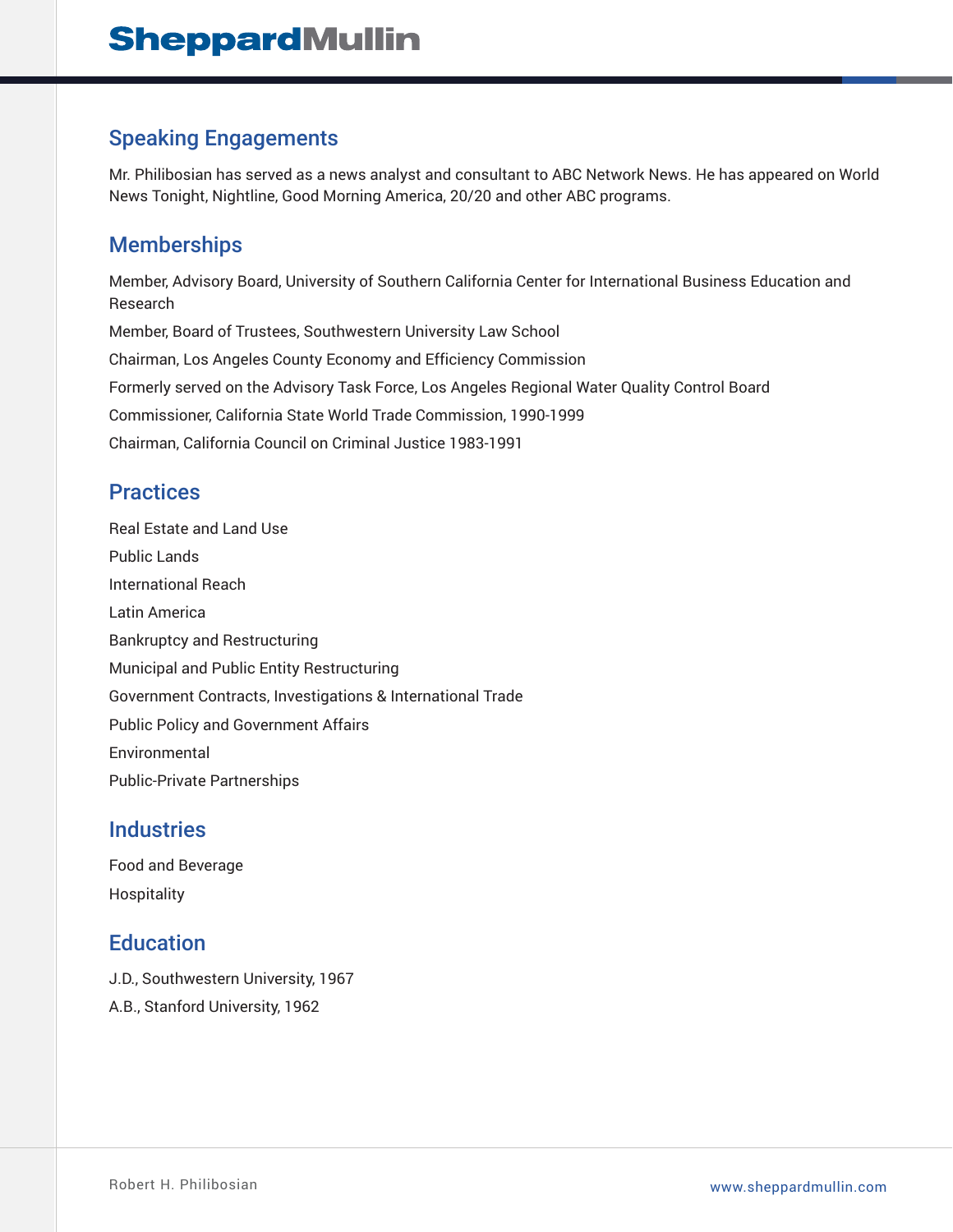## Speaking Engagements

Mr. Philibosian has served as a news analyst and consultant to ABC Network News. He has appeared on World News Tonight, Nightline, Good Morning America, 20/20 and other ABC programs.

## Memberships

Member, Advisory Board, University of Southern California Center for International Business Education and Research

Member, Board of Trustees, Southwestern University Law School

Chairman, Los Angeles County Economy and Efficiency Commission

Formerly served on the Advisory Task Force, Los Angeles Regional Water Quality Control Board

Commissioner, California State World Trade Commission, 1990-1999

Chairman, California Council on Criminal Justice 1983-1991

## Practices

Real Estate and Land Use

Public Lands

International Reach

Latin America

Bankruptcy and Restructuring

Municipal and Public Entity Restructuring

Government Contracts, Investigations & International Trade

Public Policy and Government Affairs

Environmental

Public-Private Partnerships

## Industries

Food and Beverage

Hospitality

## Education

J.D., Southwestern University, 1967

A.B., Stanford University, 1962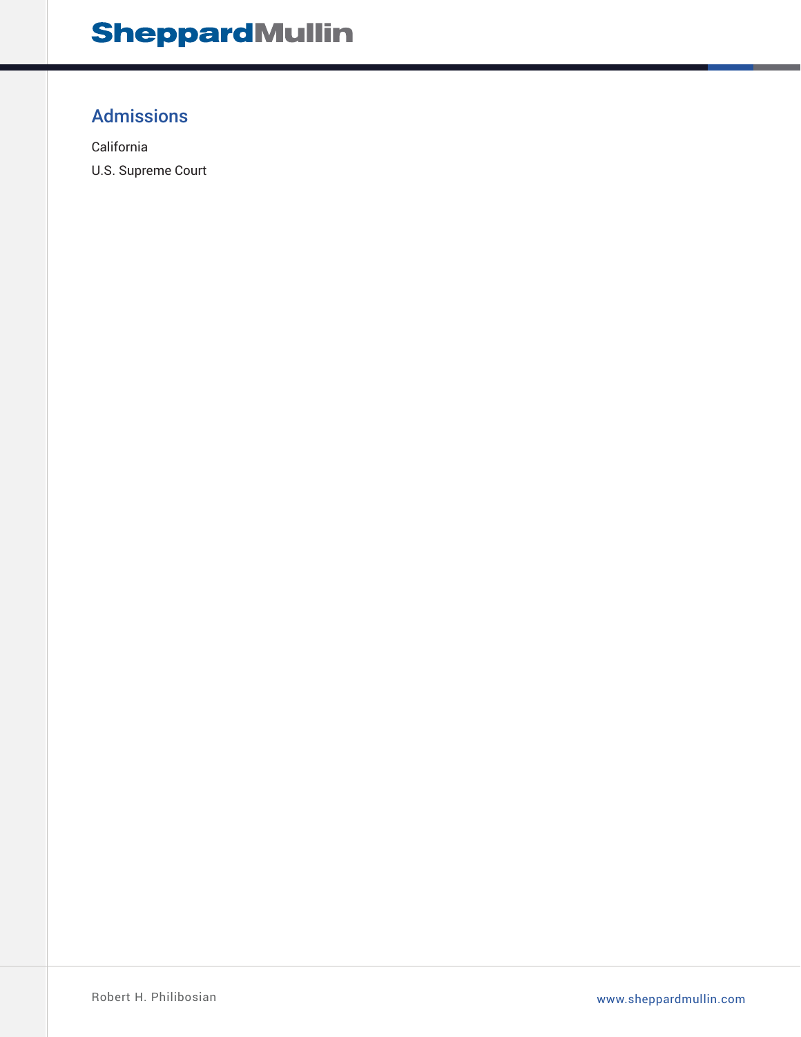## Admissions

California

U.S. Supreme Court